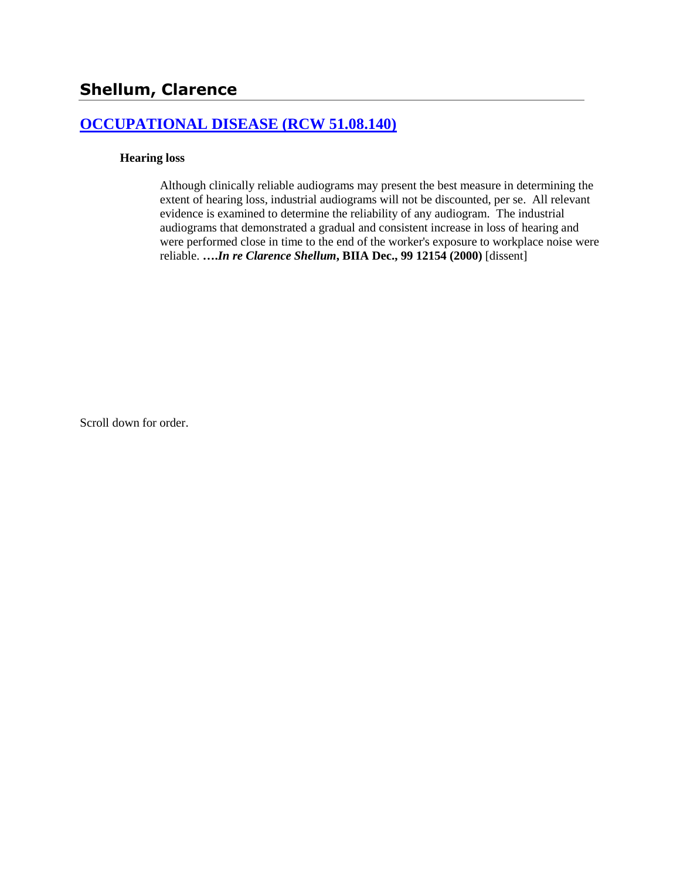# Shellum, Clarence

## [OCCUPATIONAL DISEASE (RCW 51.08.140)]

### Hearing loss

Although clinically reliable audiograms may present the best measure in determining the extent of hearing loss, industrial audiograms will not be discounted, per se. All relevant evidence is examined to determine the reliability of any audiogram. The industrial audiograms that demonstrated a gradual and consistent increase in loss of hearing and were performed close in time to the end of the worker's exposure to workplace noise were reliable. **….*In re Clarence Shellum*, BIIA Dec., 99 12154 (2000)** [dissent]

Scroll down for order.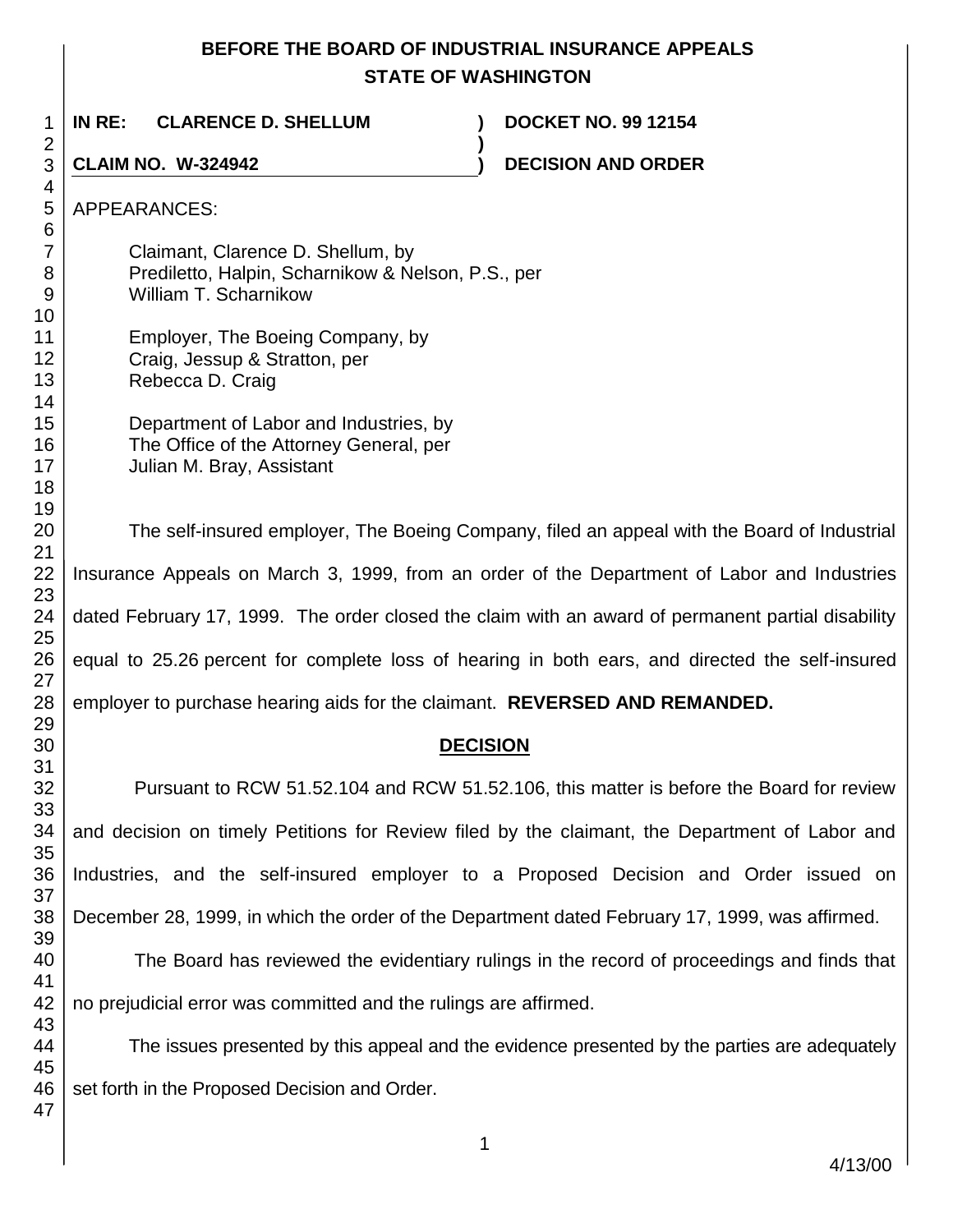# BEFORE THE BOARD OF INDUSTRIAL INSURANCE APPEALS
# STATE OF WASHINGTON

**IN RE: CLARENCE D. SHELLUM** ) **DOCKET NO. 99 12154**

**CLAIM NO. W-324942** ) **DECISION AND ORDER**

APPEARANCES:

Claimant, Clarence D. Shellum, by
Prediletto, Halpin, Scharnikow & Nelson, P.S., per
William T. Scharnikow

Employer, The Boeing Company, by
Craig, Jessup & Stratton, per
Rebecca D. Craig

Department of Labor and Industries, by
The Office of the Attorney General, per
Julian M. Bray, Assistant

The self-insured employer, The Boeing Company, filed an appeal with the Board of Industrial Insurance Appeals on March 3, 1999, from an order of the Department of Labor and Industries dated February 17, 1999. The order closed the claim with an award of permanent partial disability equal to 25.26 percent for complete loss of hearing in both ears, and directed the self-insured employer to purchase hearing aids for the claimant. **REVERSED AND REMANDED.**

## DECISION

Pursuant to RCW 51.52.104 and RCW 51.52.106, this matter is before the Board for review and decision on timely Petitions for Review filed by the claimant, the Department of Labor and Industries, and the self-insured employer to a Proposed Decision and Order issued on December 28, 1999, in which the order of the Department dated February 17, 1999, was affirmed.

The Board has reviewed the evidentiary rulings in the record of proceedings and finds that no prejudicial error was committed and the rulings are affirmed.

The issues presented by this appeal and the evidence presented by the parties are adequately set forth in the Proposed Decision and Order.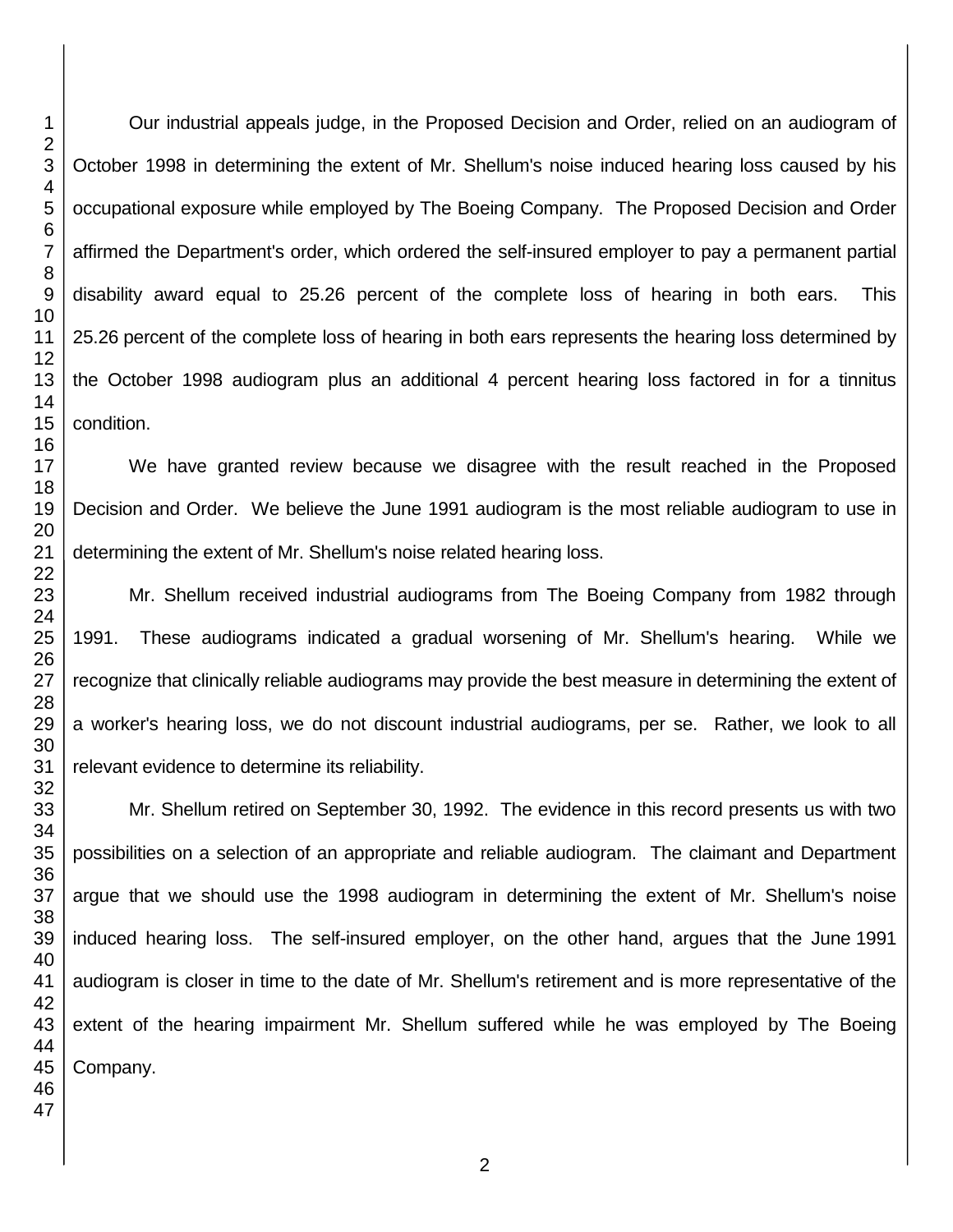Our industrial appeals judge, in the Proposed Decision and Order, relied on an audiogram of October 1998 in determining the extent of Mr. Shellum's noise induced hearing loss caused by his occupational exposure while employed by The Boeing Company. The Proposed Decision and Order affirmed the Department's order, which ordered the self-insured employer to pay a permanent partial disability award equal to 25.26 percent of the complete loss of hearing in both ears. This 25.26 percent of the complete loss of hearing in both ears represents the hearing loss determined by the October 1998 audiogram plus an additional 4 percent hearing loss factored in for a tinnitus condition.

We have granted review because we disagree with the result reached in the Proposed Decision and Order. We believe the June 1991 audiogram is the most reliable audiogram to use in determining the extent of Mr. Shellum's noise related hearing loss.

Mr. Shellum received industrial audiograms from The Boeing Company from 1982 through 1991. These audiograms indicated a gradual worsening of Mr. Shellum's hearing. While we recognize that clinically reliable audiograms may provide the best measure in determining the extent of a worker's hearing loss, we do not discount industrial audiograms, per se. Rather, we look to all relevant evidence to determine its reliability.

Mr. Shellum retired on September 30, 1992. The evidence in this record presents us with two possibilities on a selection of an appropriate and reliable audiogram. The claimant and Department argue that we should use the 1998 audiogram in determining the extent of Mr. Shellum's noise induced hearing loss. The self-insured employer, on the other hand, argues that the June 1991 audiogram is closer in time to the date of Mr. Shellum's retirement and is more representative of the extent of the hearing impairment Mr. Shellum suffered while he was employed by The Boeing Company.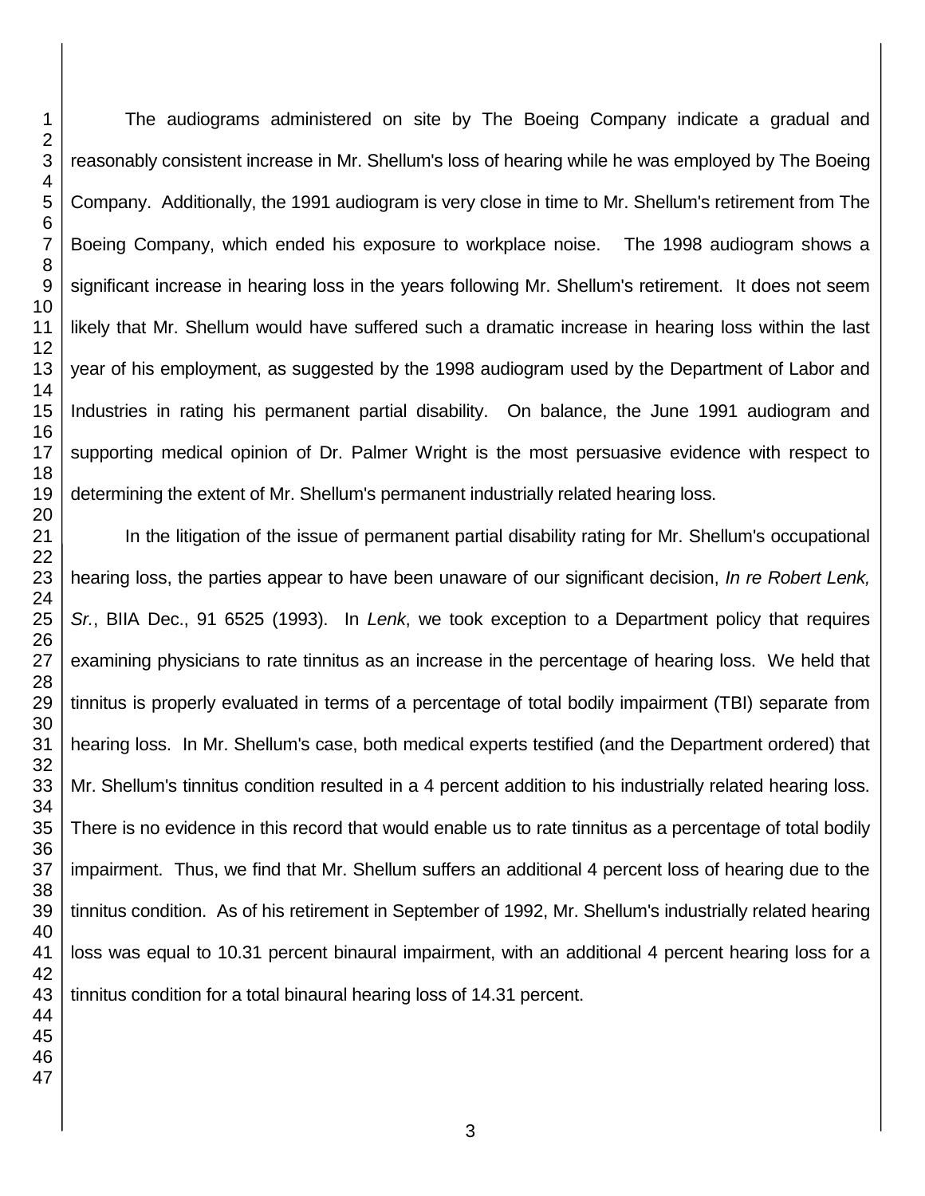The audiograms administered on site by The Boeing Company indicate a gradual and reasonably consistent increase in Mr. Shellum's loss of hearing while he was employed by The Boeing Company. Additionally, the 1991 audiogram is very close in time to Mr. Shellum's retirement from The Boeing Company, which ended his exposure to workplace noise. The 1998 audiogram shows a significant increase in hearing loss in the years following Mr. Shellum's retirement. It does not seem likely that Mr. Shellum would have suffered such a dramatic increase in hearing loss within the last year of his employment, as suggested by the 1998 audiogram used by the Department of Labor and Industries in rating his permanent partial disability. On balance, the June 1991 audiogram and supporting medical opinion of Dr. Palmer Wright is the most persuasive evidence with respect to determining the extent of Mr. Shellum's permanent industrially related hearing loss.

In the litigation of the issue of permanent partial disability rating for Mr. Shellum's occupational hearing loss, the parties appear to have been unaware of our significant decision, *In re Robert Lenk, Sr.*, BIIA Dec., 91 6525 (1993). In *Lenk*, we took exception to a Department policy that requires examining physicians to rate tinnitus as an increase in the percentage of hearing loss. We held that tinnitus is properly evaluated in terms of a percentage of total bodily impairment (TBI) separate from hearing loss. In Mr. Shellum's case, both medical experts testified (and the Department ordered) that Mr. Shellum's tinnitus condition resulted in a 4 percent addition to his industrially related hearing loss. There is no evidence in this record that would enable us to rate tinnitus as a percentage of total bodily impairment. Thus, we find that Mr. Shellum suffers an additional 4 percent loss of hearing due to the tinnitus condition. As of his retirement in September of 1992, Mr. Shellum's industrially related hearing loss was equal to 10.31 percent binaural impairment, with an additional 4 percent hearing loss for a tinnitus condition for a total binaural hearing loss of 14.31 percent.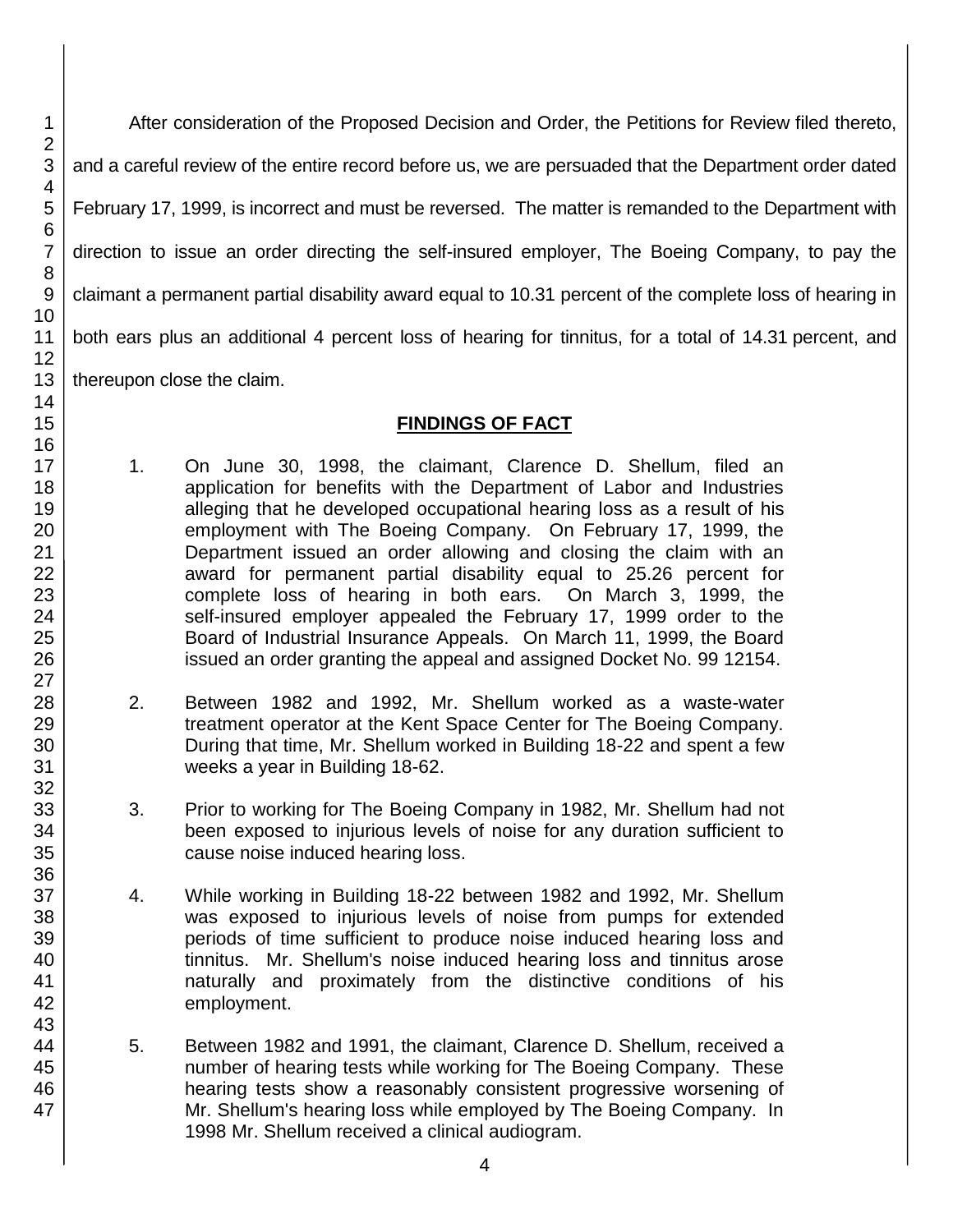After consideration of the Proposed Decision and Order, the Petitions for Review filed thereto, and a careful review of the entire record before us, we are persuaded that the Department order dated February 17, 1999, is incorrect and must be reversed. The matter is remanded to the Department with direction to issue an order directing the self-insured employer, The Boeing Company, to pay the claimant a permanent partial disability award equal to 10.31 percent of the complete loss of hearing in both ears plus an additional 4 percent loss of hearing for tinnitus, for a total of 14.31 percent, and thereupon close the claim.

## FINDINGS OF FACT

1. On June 30, 1998, the claimant, Clarence D. Shellum, filed an application for benefits with the Department of Labor and Industries alleging that he developed occupational hearing loss as a result of his employment with The Boeing Company. On February 17, 1999, the Department issued an order allowing and closing the claim with an award for permanent partial disability equal to 25.26 percent for complete loss of hearing in both ears. On March 3, 1999, the self-insured employer appealed the February 17, 1999 order to the Board of Industrial Insurance Appeals. On March 11, 1999, the Board issued an order granting the appeal and assigned Docket No. 99 12154.

2. Between 1982 and 1992, Mr. Shellum worked as a waste-water treatment operator at the Kent Space Center for The Boeing Company. During that time, Mr. Shellum worked in Building 18-22 and spent a few weeks a year in Building 18-62.

3. Prior to working for The Boeing Company in 1982, Mr. Shellum had not been exposed to injurious levels of noise for any duration sufficient to cause noise induced hearing loss.

4. While working in Building 18-22 between 1982 and 1992, Mr. Shellum was exposed to injurious levels of noise from pumps for extended periods of time sufficient to produce noise induced hearing loss and tinnitus. Mr. Shellum's noise induced hearing loss and tinnitus arose naturally and proximately from the distinctive conditions of his employment.

5. Between 1982 and 1991, the claimant, Clarence D. Shellum, received a number of hearing tests while working for The Boeing Company. These hearing tests show a reasonably consistent progressive worsening of Mr. Shellum's hearing loss while employed by The Boeing Company. In 1998 Mr. Shellum received a clinical audiogram.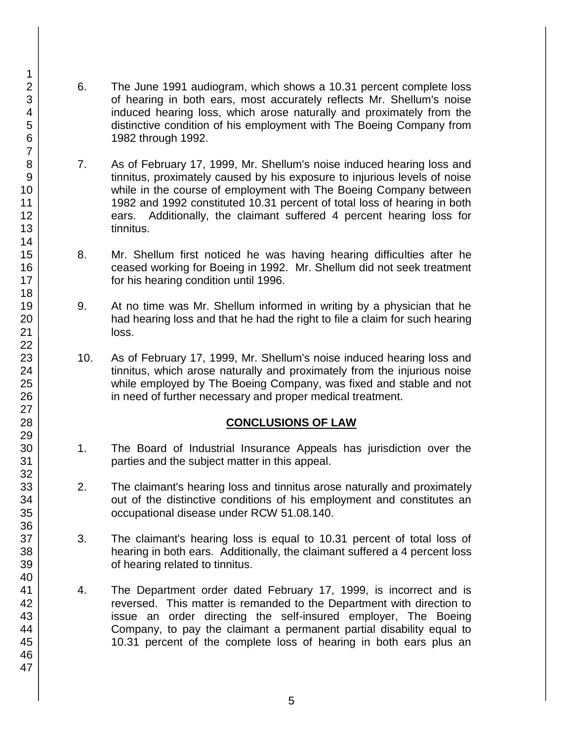6. The June 1991 audiogram, which shows a 10.31 percent complete loss of hearing in both ears, most accurately reflects Mr. Shellum's noise induced hearing loss, which arose naturally and proximately from the distinctive condition of his employment with The Boeing Company from 1982 through 1992.

7. As of February 17, 1999, Mr. Shellum's noise induced hearing loss and tinnitus, proximately caused by his exposure to injurious levels of noise while in the course of employment with The Boeing Company between 1982 and 1992 constituted 10.31 percent of total loss of hearing in both ears. Additionally, the claimant suffered 4 percent hearing loss for tinnitus.

8. Mr. Shellum first noticed he was having hearing difficulties after he ceased working for Boeing in 1992. Mr. Shellum did not seek treatment for his hearing condition until 1996.

9. At no time was Mr. Shellum informed in writing by a physician that he had hearing loss and that he had the right to file a claim for such hearing loss.

10. As of February 17, 1999, Mr. Shellum's noise induced hearing loss and tinnitus, which arose naturally and proximately from the injurious noise while employed by The Boeing Company, was fixed and stable and not in need of further necessary and proper medical treatment.

## CONCLUSIONS OF LAW

1. The Board of Industrial Insurance Appeals has jurisdiction over the parties and the subject matter in this appeal.

2. The claimant's hearing loss and tinnitus arose naturally and proximately out of the distinctive conditions of his employment and constitutes an occupational disease under RCW 51.08.140.

3. The claimant's hearing loss is equal to 10.31 percent of total loss of hearing in both ears. Additionally, the claimant suffered a 4 percent loss of hearing related to tinnitus.

4. The Department order dated February 17, 1999, is incorrect and is reversed. This matter is remanded to the Department with direction to issue an order directing the self-insured employer, The Boeing Company, to pay the claimant a permanent partial disability equal to 10.31 percent of the complete loss of hearing in both ears plus an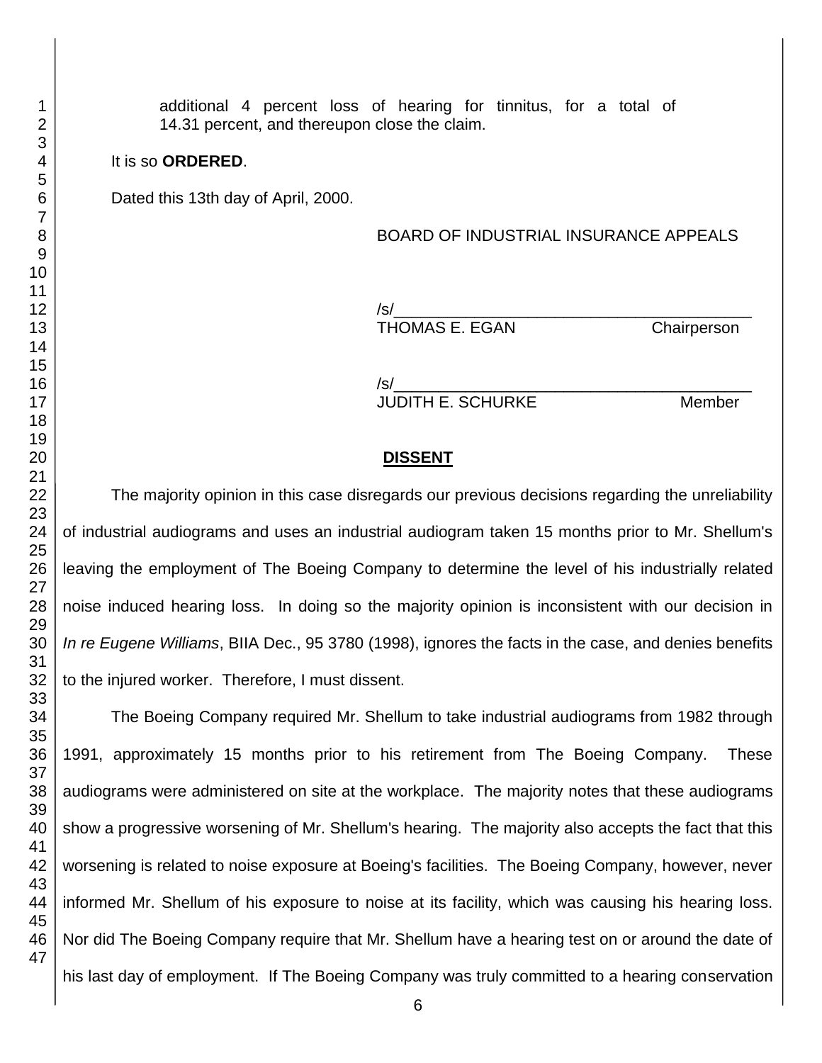additional 4 percent loss of hearing for tinnitus, for a total of 14.31 percent, and thereupon close the claim.

It is so **ORDERED**.

Dated this 13th day of April, 2000.

BOARD OF INDUSTRIAL INSURANCE APPEALS

/s/
THOMAS E. EGAN Chairperson

/s/
JUDITH E. SCHURKE Member

## DISSENT

The majority opinion in this case disregards our previous decisions regarding the unreliability of industrial audiograms and uses an industrial audiogram taken 15 months prior to Mr. Shellum's leaving the employment of The Boeing Company to determine the level of his industrially related noise induced hearing loss. In doing so the majority opinion is inconsistent with our decision in *In re Eugene Williams*, BIIA Dec., 95 3780 (1998), ignores the facts in the case, and denies benefits to the injured worker. Therefore, I must dissent.

The Boeing Company required Mr. Shellum to take industrial audiograms from 1982 through 1991, approximately 15 months prior to his retirement from The Boeing Company. These audiograms were administered on site at the workplace. The majority notes that these audiograms show a progressive worsening of Mr. Shellum's hearing. The majority also accepts the fact that this worsening is related to noise exposure at Boeing's facilities. The Boeing Company, however, never informed Mr. Shellum of his exposure to noise at its facility, which was causing his hearing loss. Nor did The Boeing Company require that Mr. Shellum have a hearing test on or around the date of his last day of employment. If The Boeing Company was truly committed to a hearing conservation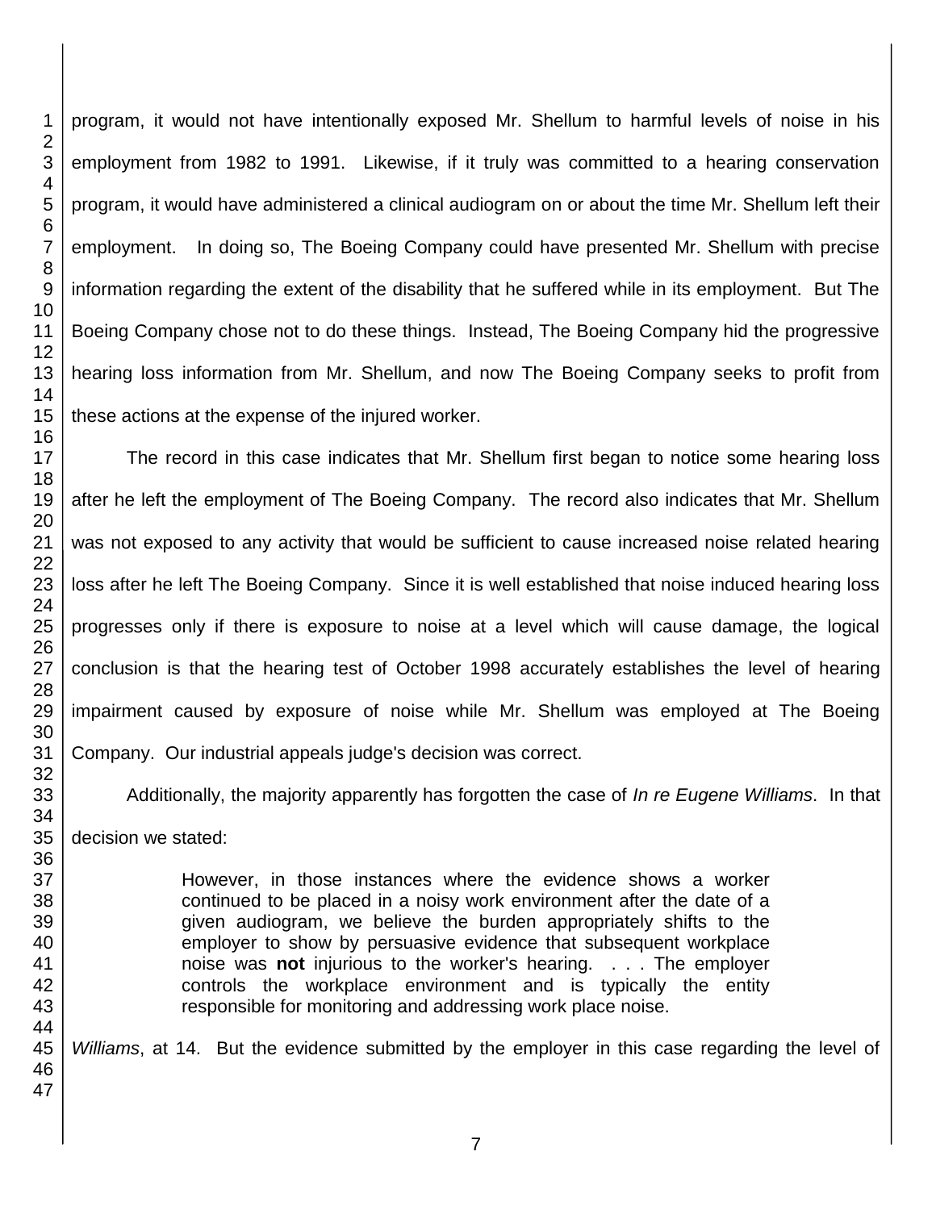program, it would not have intentionally exposed Mr. Shellum to harmful levels of noise in his employment from 1982 to 1991. Likewise, if it truly was committed to a hearing conservation program, it would have administered a clinical audiogram on or about the time Mr. Shellum left their employment. In doing so, The Boeing Company could have presented Mr. Shellum with precise information regarding the extent of the disability that he suffered while in its employment. But The Boeing Company chose not to do these things. Instead, The Boeing Company hid the progressive hearing loss information from Mr. Shellum, and now The Boeing Company seeks to profit from these actions at the expense of the injured worker.

The record in this case indicates that Mr. Shellum first began to notice some hearing loss after he left the employment of The Boeing Company. The record also indicates that Mr. Shellum was not exposed to any activity that would be sufficient to cause increased noise related hearing loss after he left The Boeing Company. Since it is well established that noise induced hearing loss progresses only if there is exposure to noise at a level which will cause damage, the logical conclusion is that the hearing test of October 1998 accurately establishes the level of hearing impairment caused by exposure of noise while Mr. Shellum was employed at The Boeing Company. Our industrial appeals judge's decision was correct.

Additionally, the majority apparently has forgotten the case of *In re Eugene Williams*. In that decision we stated:

> However, in those instances where the evidence shows a worker continued to be placed in a noisy work environment after the date of a given audiogram, we believe the burden appropriately shifts to the employer to show by persuasive evidence that subsequent workplace noise was **not** injurious to the worker's hearing. . . . The employer controls the workplace environment and is typically the entity responsible for monitoring and addressing work place noise.

*Williams*, at 14. But the evidence submitted by the employer in this case regarding the level of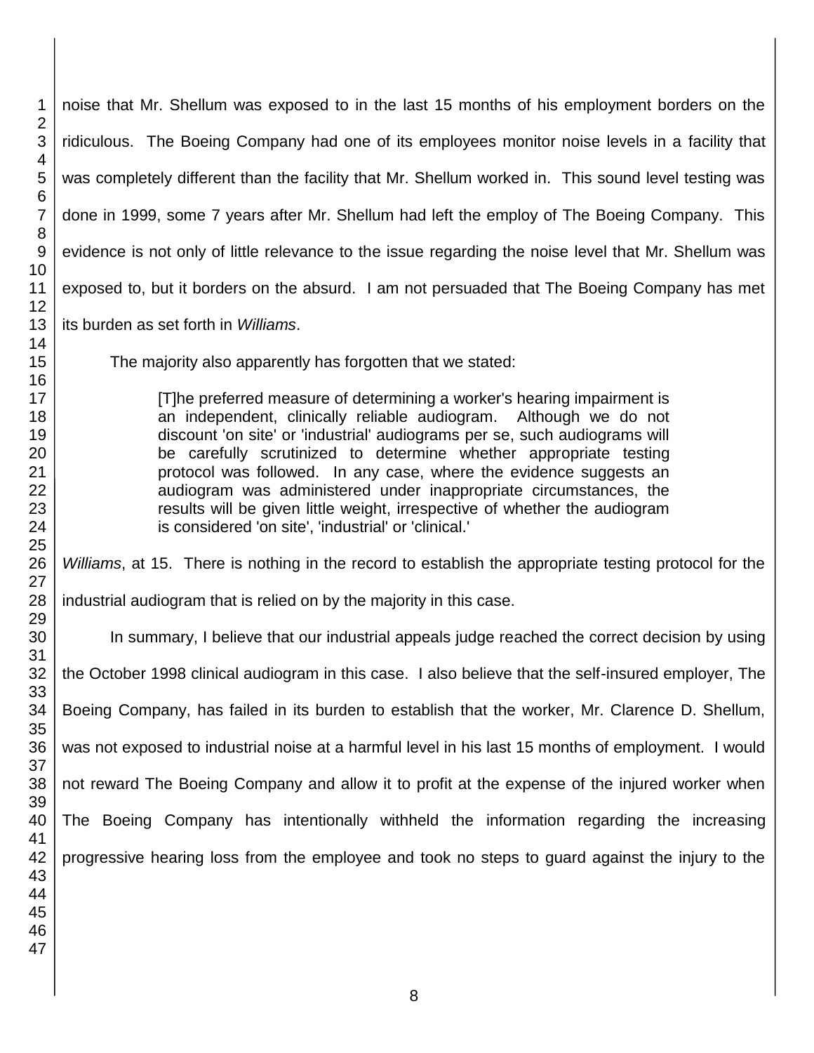noise that Mr. Shellum was exposed to in the last 15 months of his employment borders on the ridiculous. The Boeing Company had one of its employees monitor noise levels in a facility that was completely different than the facility that Mr. Shellum worked in. This sound level testing was done in 1999, some 7 years after Mr. Shellum had left the employ of The Boeing Company. This evidence is not only of little relevance to the issue regarding the noise level that Mr. Shellum was exposed to, but it borders on the absurd. I am not persuaded that The Boeing Company has met its burden as set forth in *Williams*.

The majority also apparently has forgotten that we stated:

> [T]he preferred measure of determining a worker's hearing impairment is an independent, clinically reliable audiogram. Although we do not discount 'on site' or 'industrial' audiograms per se, such audiograms will be carefully scrutinized to determine whether appropriate testing protocol was followed. In any case, where the evidence suggests an audiogram was administered under inappropriate circumstances, the results will be given little weight, irrespective of whether the audiogram is considered 'on site', 'industrial' or 'clinical.'

*Williams*, at 15. There is nothing in the record to establish the appropriate testing protocol for the industrial audiogram that is relied on by the majority in this case.

In summary, I believe that our industrial appeals judge reached the correct decision by using the October 1998 clinical audiogram in this case. I also believe that the self-insured employer, The Boeing Company, has failed in its burden to establish that the worker, Mr. Clarence D. Shellum, was not exposed to industrial noise at a harmful level in his last 15 months of employment. I would not reward The Boeing Company and allow it to profit at the expense of the injured worker when The Boeing Company has intentionally withheld the information regarding the increasing progressive hearing loss from the employee and took no steps to guard against the injury to the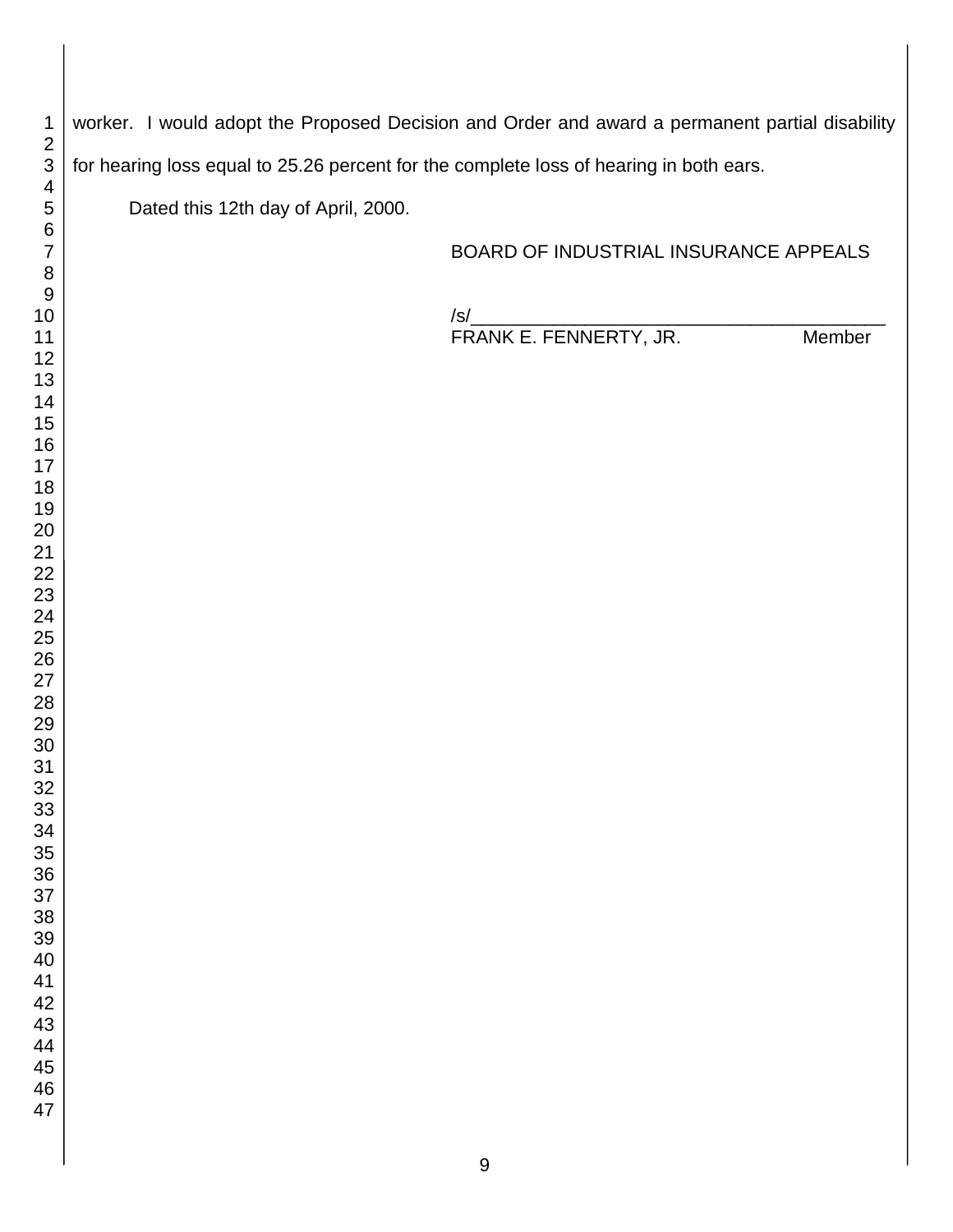worker. I would adopt the Proposed Decision and Order and award a permanent partial disability for hearing loss equal to 25.26 percent for the complete loss of hearing in both ears.

Dated this 12th day of April, 2000.

BOARD OF INDUSTRIAL INSURANCE APPEALS

/s/________________________________________
FRANK E. FENNERTY, JR. Member